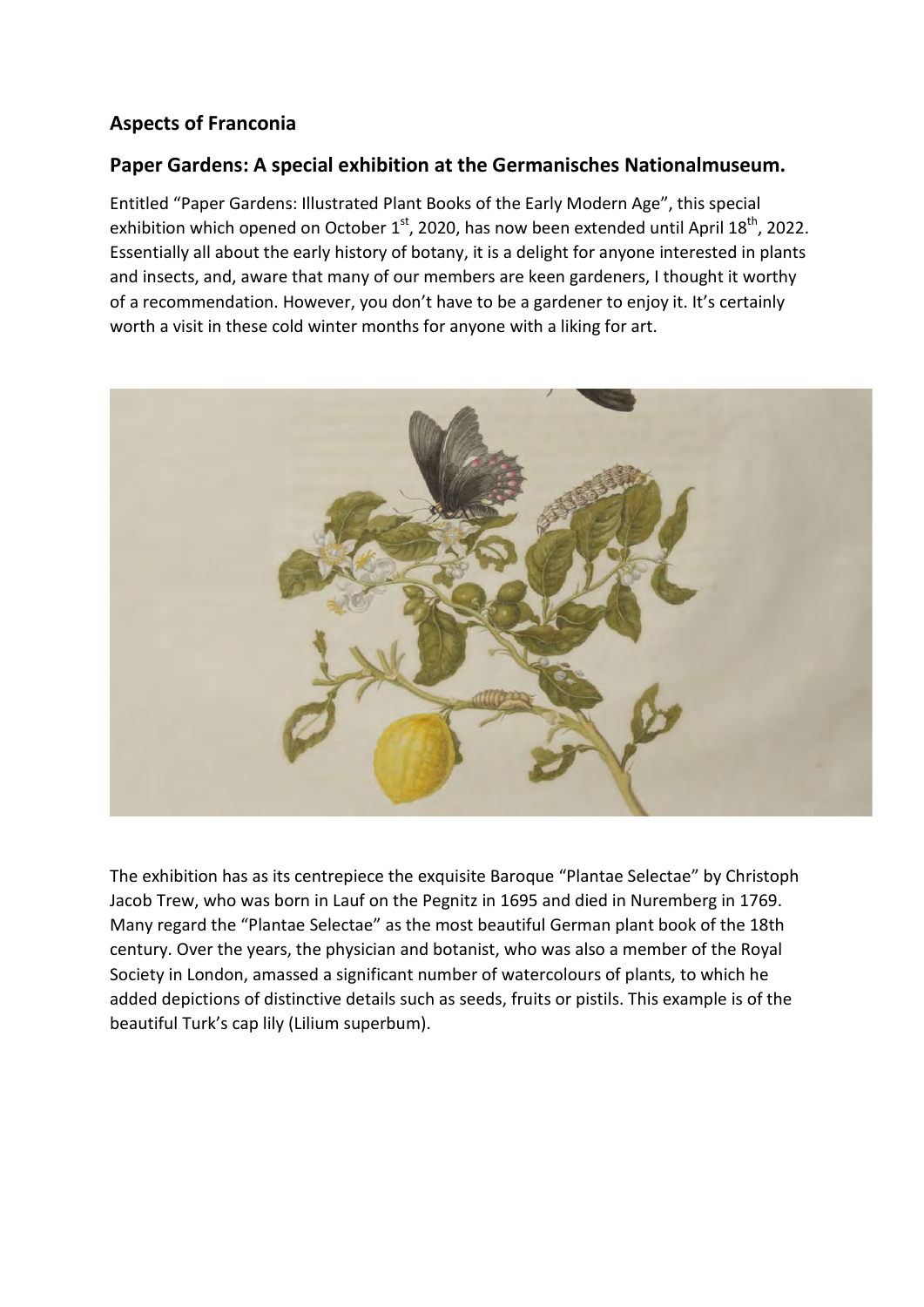## Aspects of Franconia

## Paper Gardens: A special exhibition at the Germanisches Nationalmuseum.

Entitled "Paper Gardens: Illustrated Plant Books of the Early Modern Age", this special exhibition which opened on October 1st, 2020, has now been extended until April 18th, 2022. Essentially all about the early history of botany, it is a delight for anyone interested in plants and insects, and, aware that many of our members are keen gardeners, I thought it worthy of a recommendation. However, you don't have to be a gardener to enjoy it. It's certainly worth a visit in these cold winter months for anyone with a liking for art.

The exhibition has as its centrepiece the exquisite Baroque "Plantae Selectae" by Christoph Jacob Trew, who was born in Lauf on the Pegnitz in 1695 and died in Nuremberg in 1769. Many regard the "Plantae Selectae" as the most beautiful German plant book of the 18th century. Over the years, the physician and botanist, who was also a member of the Royal Society in London, amassed a significant number of watercolours of plants, to which he added depictions of distinctive details such as seeds, fruits or pistils. This example is of the beautiful Turk's cap lily (Lilium superbum).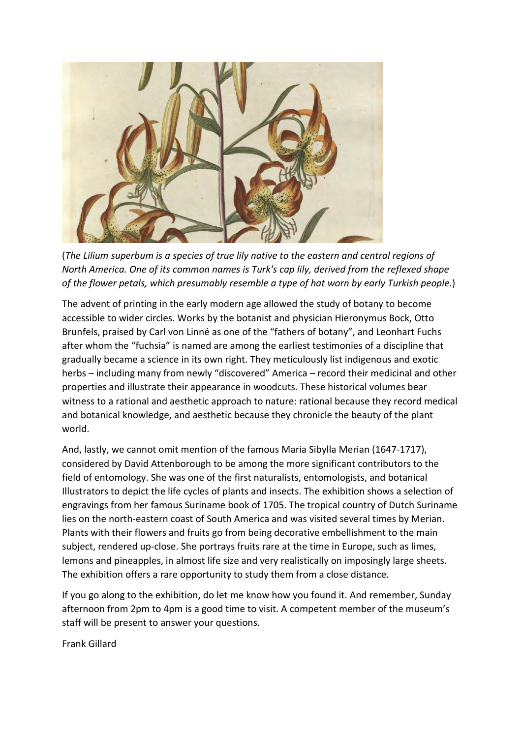(*The Lilium superbum is a species of true lily native to the eastern and central regions of North America. One of its common names is Turk's cap lily, derived from the reflexed shape of the flower petals, which presumably resemble a type of hat worn by early Turkish people.*)

The advent of printing in the early modern age allowed the study of botany to become accessible to wider circles. Works by the botanist and physician Hieronymus Bock, Otto Brunfels, praised by Carl von Linné as one of the "fathers of botany", and Leonhart Fuchs after whom the "fuchsia" is named are among the earliest testimonies of a discipline that gradually became a science in its own right. They meticulously list indigenous and exotic herbs – including many from newly "discovered" America – record their medicinal and other properties and illustrate their appearance in woodcuts. These historical volumes bear witness to a rational and aesthetic approach to nature: rational because they record medical and botanical knowledge, and aesthetic because they chronicle the beauty of the plant world.

And, lastly, we cannot omit mention of the famous Maria Sibylla Merian (1647-1717), considered by David Attenborough to be among the more significant contributors to the field of entomology. She was one of the first naturalists, entomologists, and botanical Illustrators to depict the life cycles of plants and insects. The exhibition shows a selection of engravings from her famous Suriname book of 1705. The tropical country of Dutch Suriname lies on the north-eastern coast of South America and was visited several times by Merian. Plants with their flowers and fruits go from being decorative embellishment to the main subject, rendered up-close. She portrays fruits rare at the time in Europe, such as limes, lemons and pineapples, in almost life size and very realistically on imposingly large sheets. The exhibition offers a rare opportunity to study them from a close distance.

If you go along to the exhibition, do let me know how you found it. And remember, Sunday afternoon from 2pm to 4pm is a good time to visit. A competent member of the museum's staff will be present to answer your questions.

Frank Gillard